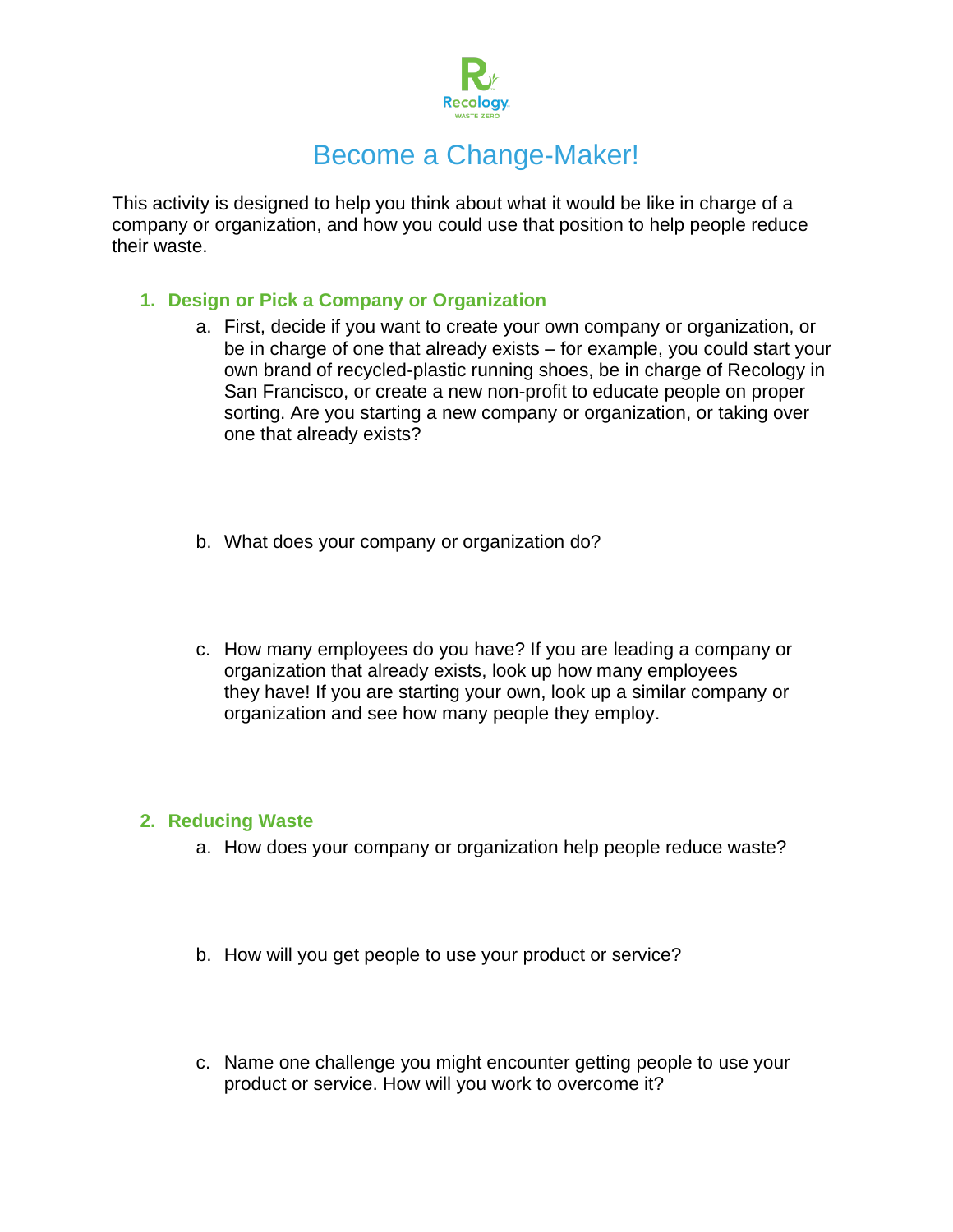Recology WASTE ZERO

# Become a Change-Maker!

This activity is designed to help you think about what it would be like in charge of a company or organization, and how you could use that position to help people reduce their waste.

1. **Design or Pick a Company or Organization**
   a. First, decide if you want to create your own company or organization, or be in charge of one that already exists – for example, you could start your own brand of recycled-plastic running shoes, be in charge of Recology in San Francisco, or create a new non-profit to educate people on proper sorting. Are you starting a new company or organization, or taking over one that already exists?

   b. What does your company or organization do?

   c. How many employees do you have? If you are leading a company or organization that already exists, look up how many employees they have! If you are starting your own, look up a similar company or organization and see how many people they employ.

2. **Reducing Waste**
   a. How does your company or organization help people reduce waste?

   b. How will you get people to use your product or service?

   c. Name one challenge you might encounter getting people to use your product or service. How will you work to overcome it?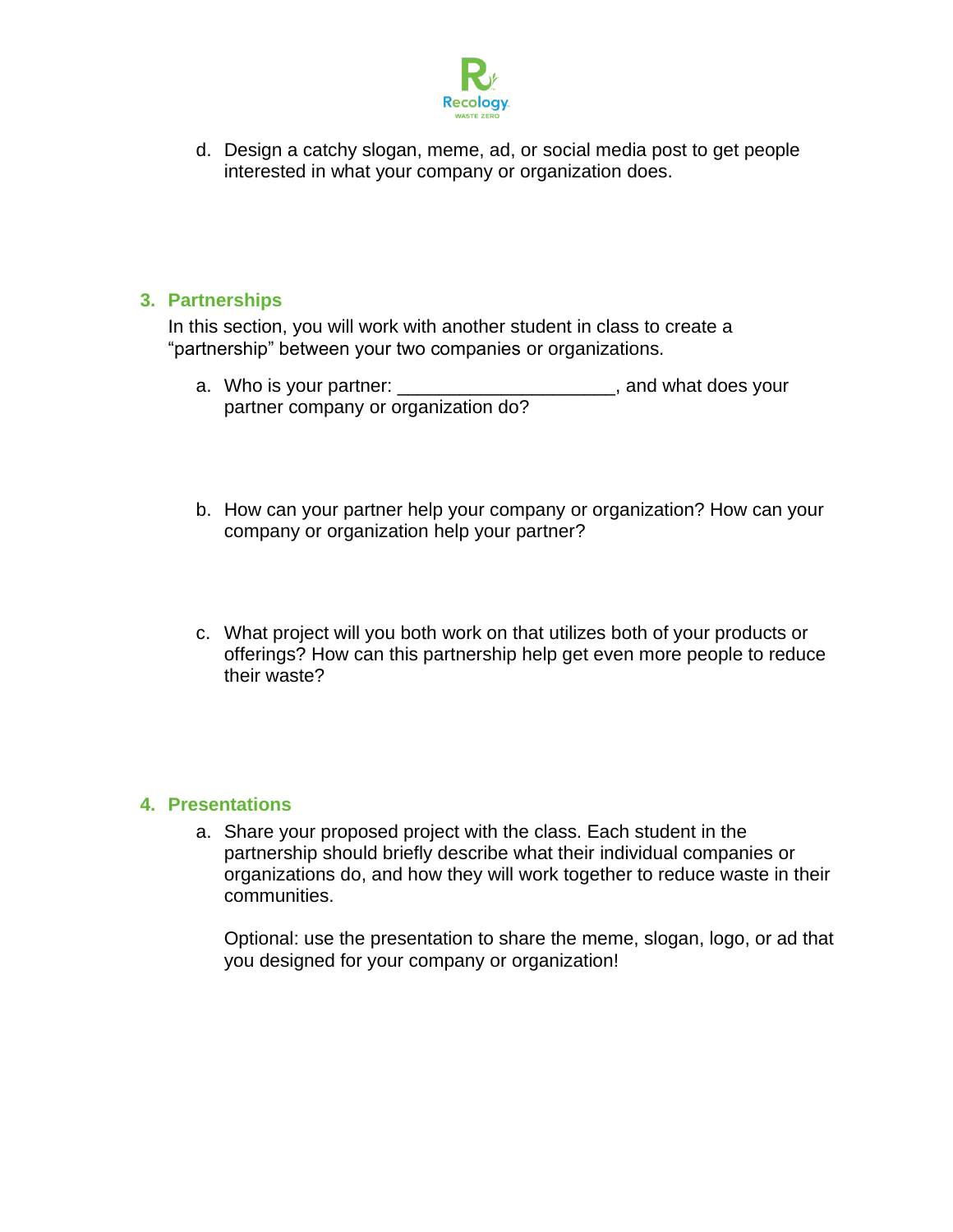d. Design a catchy slogan, meme, ad, or social media post to get people interested in what your company or organization does.

## 3. Partnerships

In this section, you will work with another student in class to create a "partnership" between your two companies or organizations.

a. Who is your partner: ____________________, and what does your partner company or organization do?

b. How can your partner help your company or organization? How can your company or organization help your partner?

c. What project will you both work on that utilizes both of your products or offerings? How can this partnership help get even more people to reduce their waste?

## 4. Presentations

a. Share your proposed project with the class. Each student in the partnership should briefly describe what their individual companies or organizations do, and how they will work together to reduce waste in their communities.

   Optional: use the presentation to share the meme, slogan, logo, or ad that you designed for your company or organization!